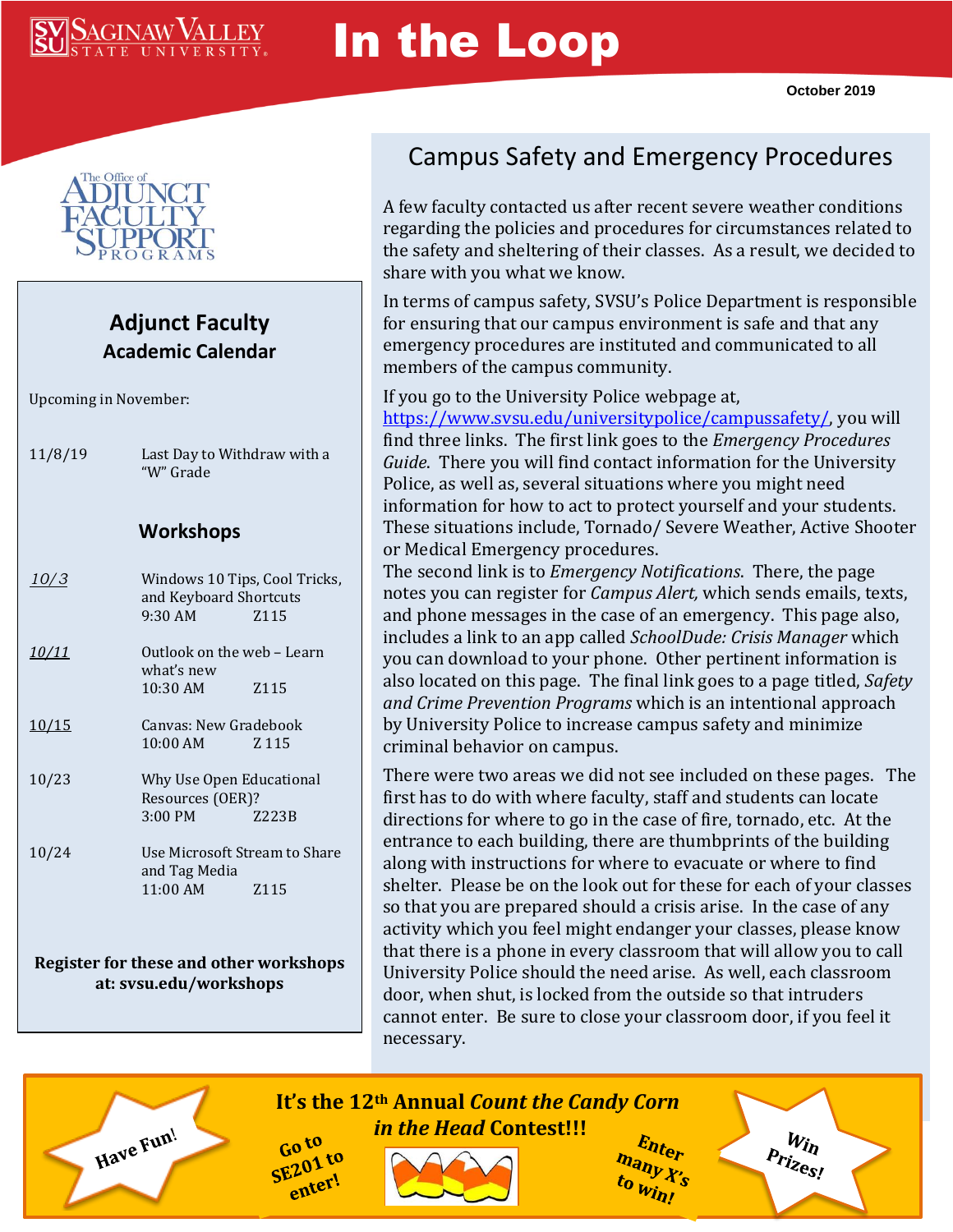# In the Loop

October 2019

The Office of Adjunct Faculty Support Programs

## Adjunct Faculty Academic Calendar

Upcoming in November:

| | |
|---|---|
| 11/8/19 | Last Day to Withdraw with a "W" Grade |

### Workshops

| Date | Workshop | Time | Room |
|---|---|---|---|
| 10/3 | Windows 10 Tips, Cool Tricks, and Keyboard Shortcuts | 9:30 AM | Z115 |
| 10/11 | Outlook on the web – Learn what's new | 10:30 AM | Z115 |
| 10/15 | Canvas: New Gradebook | 10:00 AM | Z 115 |
| 10/23 | Why Use Open Educational Resources (OER)? | 3:00 PM | Z223B |
| 10/24 | Use Microsoft Stream to Share and Tag Media | 11:00 AM | Z115 |

**Register for these and other workshops at: svsu.edu/workshops**

## Campus Safety and Emergency Procedures

A few faculty contacted us after recent severe weather conditions regarding the policies and procedures for circumstances related to the safety and sheltering of their classes. As a result, we decided to share with you what we know.

In terms of campus safety, SVSU's Police Department is responsible for ensuring that our campus environment is safe and that any emergency procedures are instituted and communicated to all members of the campus community.

If you go to the University Police webpage at, https://www.svsu.edu/universitypolice/campussafety/, you will find three links. The first link goes to the *Emergency Procedures Guide*. There you will find contact information for the University Police, as well as, several situations where you might need information for how to act to protect yourself and your students. These situations include, Tornado/ Severe Weather, Active Shooter or Medical Emergency procedures.
The second link is to *Emergency Notifications*. There, the page notes you can register for *Campus Alert,* which sends emails, texts, and phone messages in the case of an emergency. This page also, includes a link to an app called *SchoolDude: Crisis Manager* which you can download to your phone. Other pertinent information is also located on this page. The final link goes to a page titled, *Safety and Crime Prevention Programs* which is an intentional approach by University Police to increase campus safety and minimize criminal behavior on campus.

There were two areas we did not see included on these pages. The first has to do with where faculty, staff and students can locate directions for where to go in the case of fire, tornado, etc. At the entrance to each building, there are thumbprints of the building along with instructions for where to evacuate or where to find shelter. Please be on the look out for these for each of your classes so that you are prepared should a crisis arise. In the case of any activity which you feel might endanger your classes, please know that there is a phone in every classroom that will allow you to call University Police should the need arise. As well, each classroom door, when shut, is locked from the outside so that intruders cannot enter. Be sure to close your classroom door, if you feel it necessary.

**It's the 12th Annual *Count the Candy Corn in the Head* Contest!!!**

Have Fun! Go to SE201 to enter! Enter many X's to win! Win Prizes!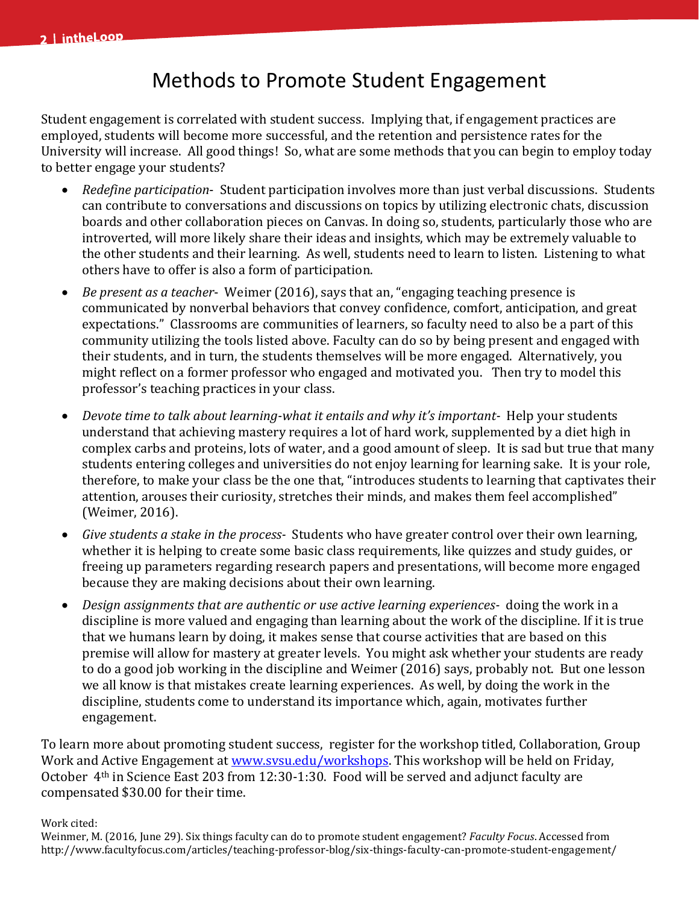# Methods to Promote Student Engagement

Student engagement is correlated with student success. Implying that, if engagement practices are employed, students will become more successful, and the retention and persistence rates for the University will increase. All good things! So, what are some methods that you can begin to employ today to better engage your students?

- *Redefine participation*- Student participation involves more than just verbal discussions. Students can contribute to conversations and discussions on topics by utilizing electronic chats, discussion boards and other collaboration pieces on Canvas. In doing so, students, particularly those who are introverted, will more likely share their ideas and insights, which may be extremely valuable to the other students and their learning. As well, students need to learn to listen. Listening to what others have to offer is also a form of participation.
- *Be present as a teacher*- Weimer (2016), says that an, "engaging teaching presence is communicated by nonverbal behaviors that convey confidence, comfort, anticipation, and great expectations." Classrooms are communities of learners, so faculty need to also be a part of this community utilizing the tools listed above. Faculty can do so by being present and engaged with their students, and in turn, the students themselves will be more engaged. Alternatively, you might reflect on a former professor who engaged and motivated you. Then try to model this professor's teaching practices in your class.
- *Devote time to talk about learning-what it entails and why it's important*- Help your students understand that achieving mastery requires a lot of hard work, supplemented by a diet high in complex carbs and proteins, lots of water, and a good amount of sleep. It is sad but true that many students entering colleges and universities do not enjoy learning for learning sake. It is your role, therefore, to make your class be the one that, "introduces students to learning that captivates their attention, arouses their curiosity, stretches their minds, and makes them feel accomplished" (Weimer, 2016).
- *Give students a stake in the process*- Students who have greater control over their own learning, whether it is helping to create some basic class requirements, like quizzes and study guides, or freeing up parameters regarding research papers and presentations, will become more engaged because they are making decisions about their own learning.
- *Design assignments that are authentic or use active learning experiences*- doing the work in a discipline is more valued and engaging than learning about the work of the discipline. If it is true that we humans learn by doing, it makes sense that course activities that are based on this premise will allow for mastery at greater levels. You might ask whether your students are ready to do a good job working in the discipline and Weimer (2016) says, probably not. But one lesson we all know is that mistakes create learning experiences. As well, by doing the work in the discipline, students come to understand its importance which, again, motivates further engagement.

To learn more about promoting student success, register for the workshop titled, Collaboration, Group Work and Active Engagement at [www.svsu.edu/workshops](http://www.svsu.edu/workshops). This workshop will be held on Friday, October 4th in Science East 203 from 12:30-1:30. Food will be served and adjunct faculty are compensated $30.00 for their time.

Work cited:
Weinmer, M. (2016, June 29). Six things faculty can do to promote student engagement? *Faculty Focus*. Accessed from http://www.facultyfocus.com/articles/teaching-professor-blog/six-things-faculty-can-promote-student-engagement/